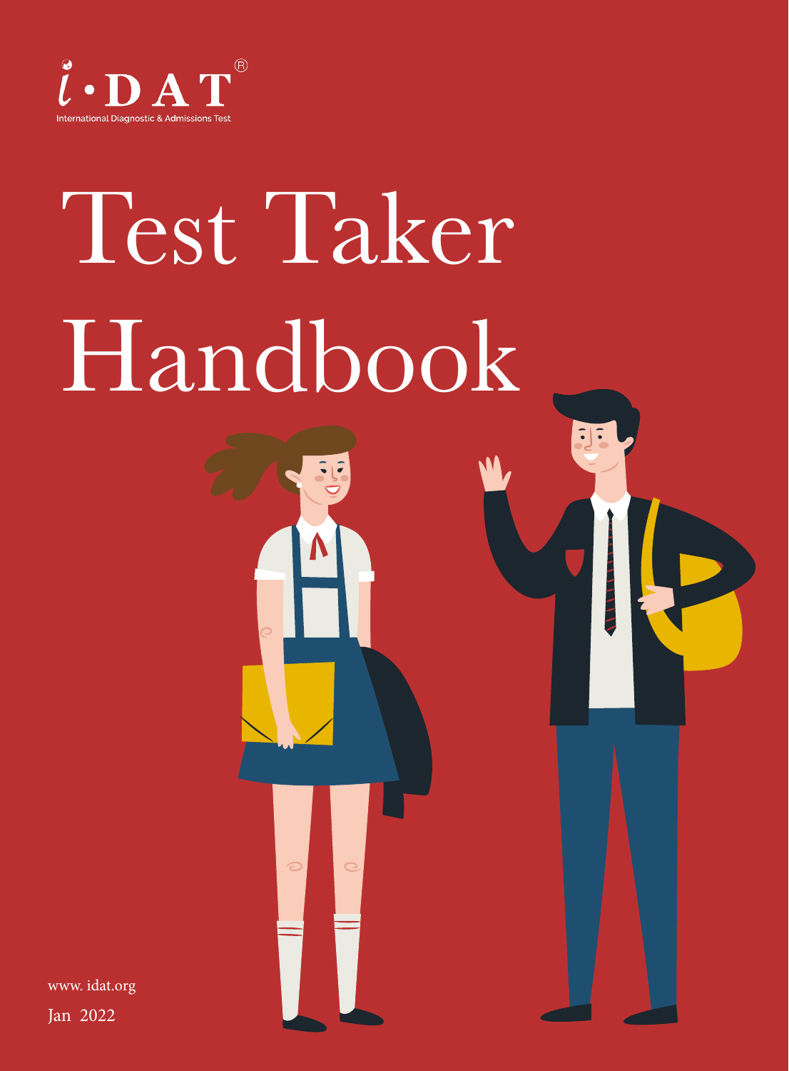i·DAT®

International Diagnostic & Admissions Test

# Test Taker Handbook

www. idat.org

Jan 2022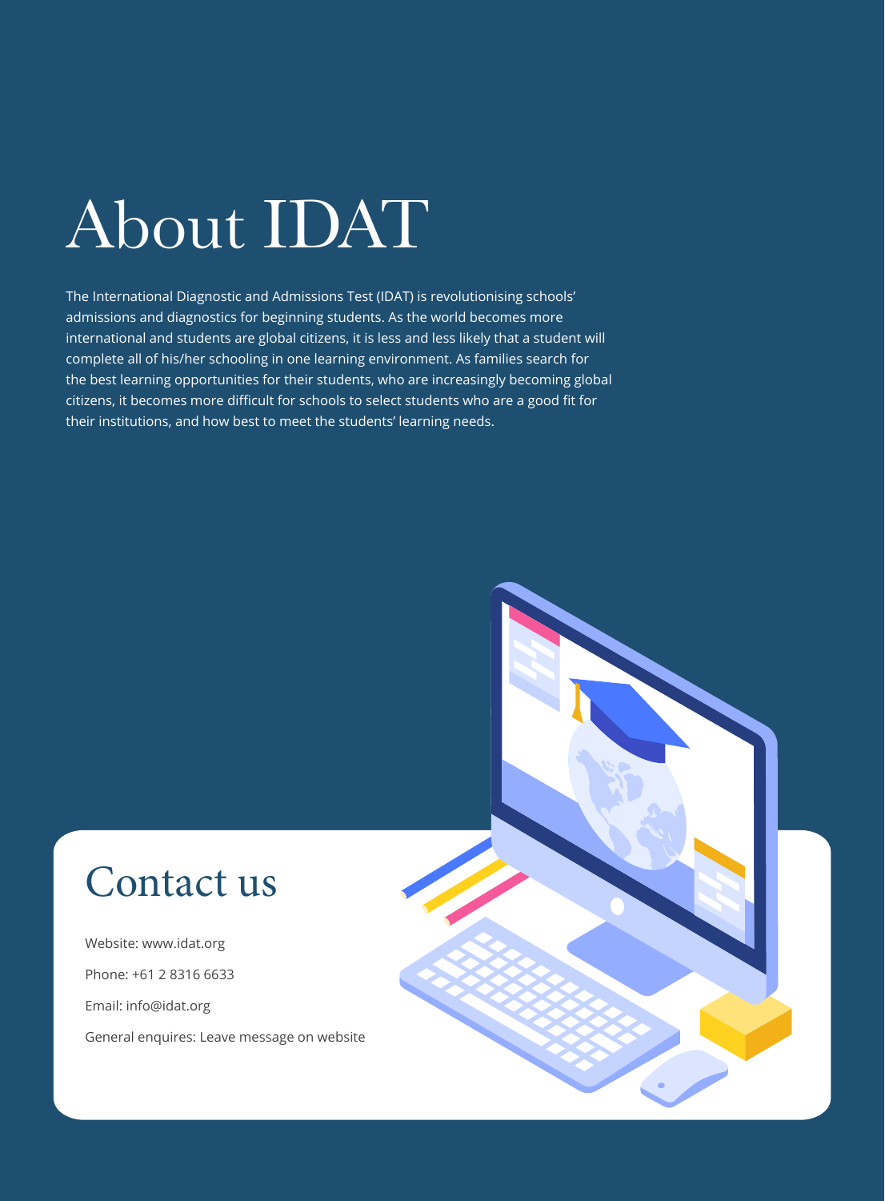# About IDAT

The International Diagnostic and Admissions Test (IDAT) is revolutionising schools' admissions and diagnostics for beginning students. As the world becomes more international and students are global citizens, it is less and less likely that a student will complete all of his/her schooling in one learning environment. As families search for the best learning opportunities for their students, who are increasingly becoming global citizens, it becomes more difficult for schools to select students who are a good fit for their institutions, and how best to meet the students' learning needs.

## Contact us

Website: www.idat.org

Phone: +61 2 8316 6633

Email: info@idat.org

General enquires: Leave message on website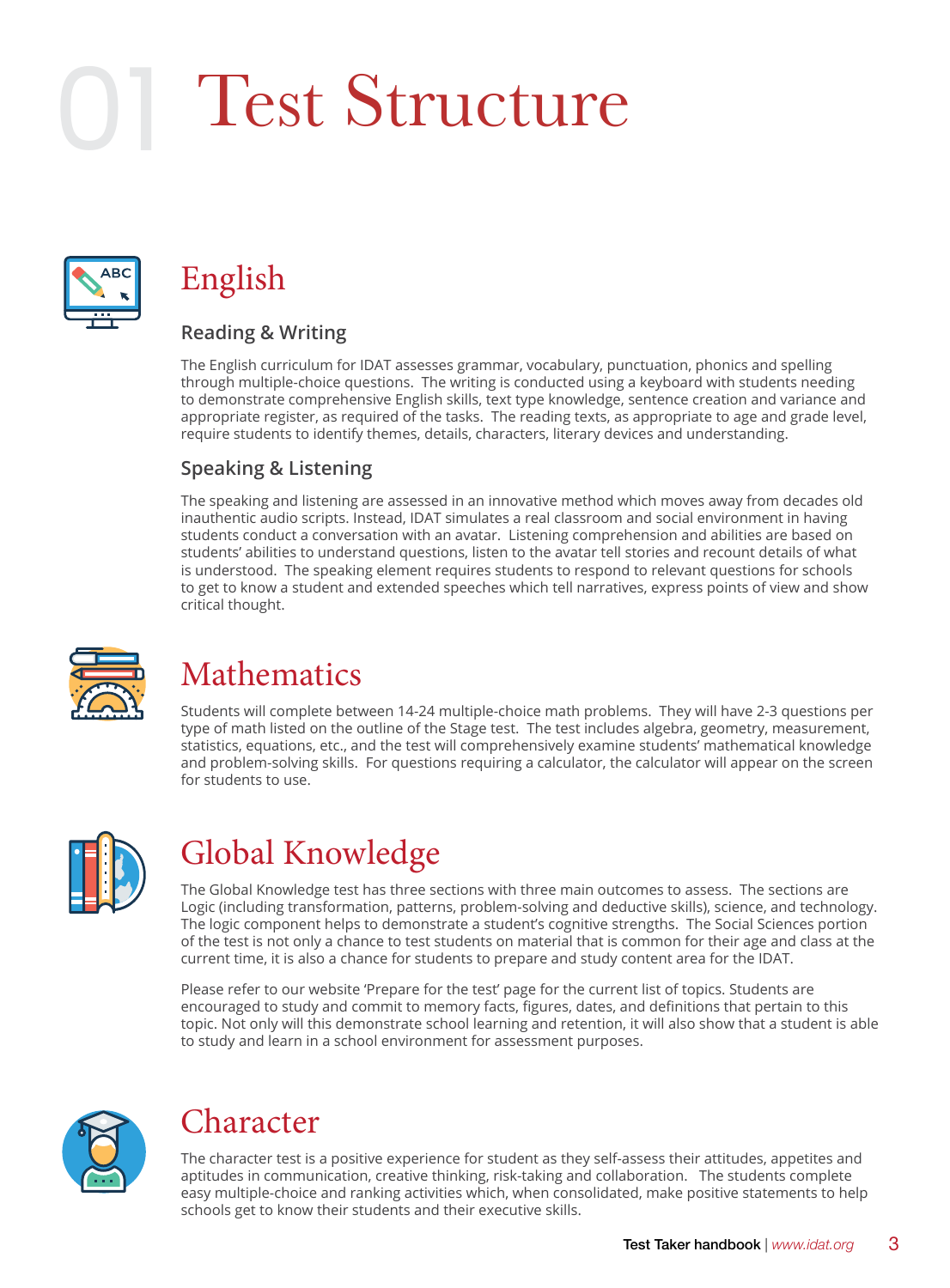# 01 Test Structure

## English

### Reading & Writing

The English curriculum for IDAT assesses grammar, vocabulary, punctuation, phonics and spelling through multiple-choice questions. The writing is conducted using a keyboard with students needing to demonstrate comprehensive English skills, text type knowledge, sentence creation and variance and appropriate register, as required of the tasks. The reading texts, as appropriate to age and grade level, require students to identify themes, details, characters, literary devices and understanding.

### Speaking & Listening

The speaking and listening are assessed in an innovative method which moves away from decades old inauthentic audio scripts. Instead, IDAT simulates a real classroom and social environment in having students conduct a conversation with an avatar. Listening comprehension and abilities are based on students' abilities to understand questions, listen to the avatar tell stories and recount details of what is understood. The speaking element requires students to respond to relevant questions for schools to get to know a student and extended speeches which tell narratives, express points of view and show critical thought.

## Mathematics

Students will complete between 14-24 multiple-choice math problems. They will have 2-3 questions per type of math listed on the outline of the Stage test. The test includes algebra, geometry, measurement, statistics, equations, etc., and the test will comprehensively examine students' mathematical knowledge and problem-solving skills. For questions requiring a calculator, the calculator will appear on the screen for students to use.

## Global Knowledge

The Global Knowledge test has three sections with three main outcomes to assess. The sections are Logic (including transformation, patterns, problem-solving and deductive skills), science, and technology. The logic component helps to demonstrate a student's cognitive strengths. The Social Sciences portion of the test is not only a chance to test students on material that is common for their age and class at the current time, it is also a chance for students to prepare and study content area for the IDAT.

Please refer to our website 'Prepare for the test' page for the current list of topics. Students are encouraged to study and commit to memory facts, figures, dates, and definitions that pertain to this topic. Not only will this demonstrate school learning and retention, it will also show that a student is able to study and learn in a school environment for assessment purposes.

## Character

The character test is a positive experience for student as they self-assess their attitudes, appetites and aptitudes in communication, creative thinking, risk-taking and collaboration. The students complete easy multiple-choice and ranking activities which, when consolidated, make positive statements to help schools get to know their students and their executive skills.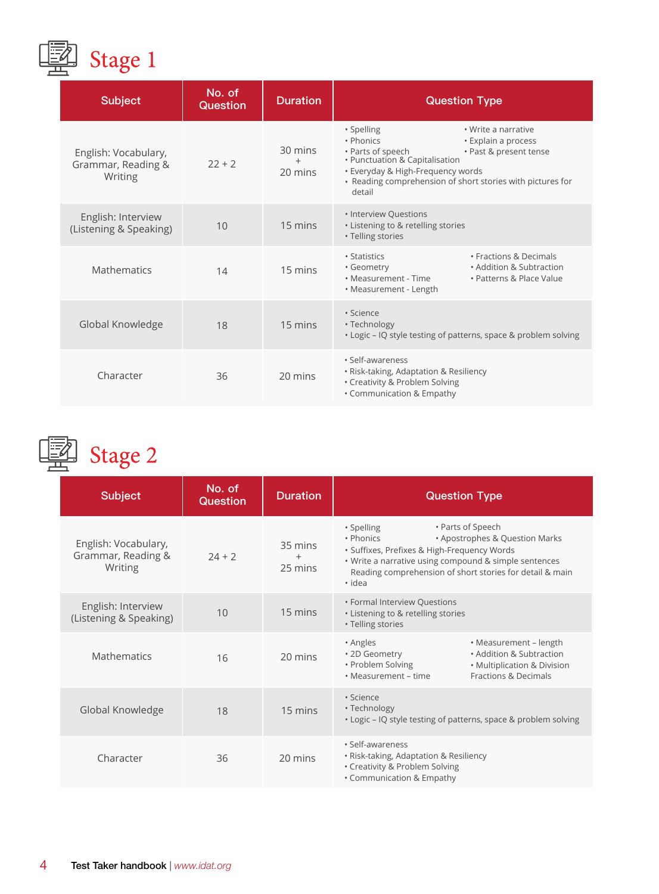# Stage 1

| Subject | No. of Question | Duration | Question Type |
|---|---|---|---|
| English: Vocabulary, Grammar, Reading & Writing | 22 + 2 | 30 mins + 20 mins | • Spelling • Phonics • Parts of speech • Punctuation & Capitalisation • Everyday & High-Frequency words • Reading comprehension of short stories with pictures for detail • Write a narrative • Explain a process • Past & present tense |
| English: Interview (Listening & Speaking) | 10 | 15 mins | • Interview Questions • Listening to & retelling stories • Telling stories |
| Mathematics | 14 | 15 mins | • Statistics • Geometry • Measurement - Time • Measurement - Length • Fractions & Decimals • Addition & Subtraction • Patterns & Place Value |
| Global Knowledge | 18 | 15 mins | • Science • Technology • Logic – IQ style testing of patterns, space & problem solving |
| Character | 36 | 20 mins | • Self-awareness • Risk-taking, Adaptation & Resiliency • Creativity & Problem Solving • Communication & Empathy |

# Stage 2

| Subject | No. of Question | Duration | Question Type |
|---|---|---|---|
| English: Vocabulary, Grammar, Reading & Writing | 24 + 2 | 35 mins + 25 mins | • Spelling • Phonics • Parts of Speech • Apostrophes & Question Marks • Suffixes, Prefixes & High-Frequency Words • Write a narrative using compound & simple sentences • Reading comprehension of short stories for detail & main idea |
| English: Interview (Listening & Speaking) | 10 | 15 mins | • Formal Interview Questions • Listening to & retelling stories • Telling stories |
| Mathematics | 16 | 20 mins | • Angles • 2D Geometry • Problem Solving • Measurement – time • Measurement – length • Addition & Subtraction • Multiplication & Division Fractions & Decimals |
| Global Knowledge | 18 | 15 mins | • Science • Technology • Logic – IQ style testing of patterns, space & problem solving |
| Character | 36 | 20 mins | • Self-awareness • Risk-taking, Adaptation & Resiliency • Creativity & Problem Solving • Communication & Empathy |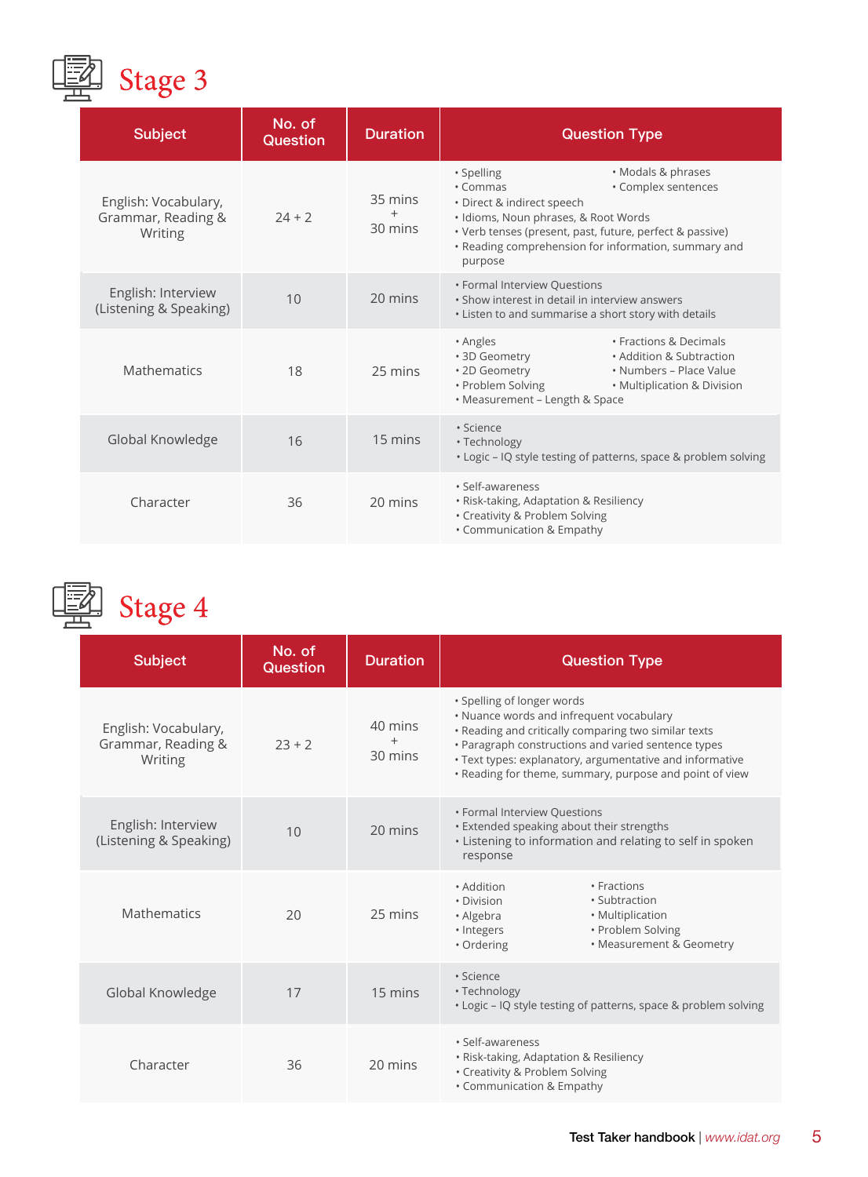## Stage 3

| Subject | No. of Question | Duration | Question Type |
|---|---|---|---|
| English: Vocabulary, Grammar, Reading & Writing | 24 + 2 | 35 mins + 30 mins | • Spelling<br>• Commas<br>• Modals & phrases<br>• Complex sentences<br>• Direct & indirect speech<br>• Idioms, Noun phrases, & Root Words<br>• Verb tenses (present, past, future, perfect & passive)<br>• Reading comprehension for information, summary and purpose |
| English: Interview (Listening & Speaking) | 10 | 20 mins | • Formal Interview Questions<br>• Show interest in detail in interview answers<br>• Listen to and summarise a short story with details |
| Mathematics | 18 | 25 mins | • Angles<br>• 3D Geometry<br>• 2D Geometry<br>• Problem Solving<br>• Measurement – Length & Space<br>• Fractions & Decimals<br>• Addition & Subtraction<br>• Numbers – Place Value<br>• Multiplication & Division |
| Global Knowledge | 16 | 15 mins | • Science<br>• Technology<br>• Logic – IQ style testing of patterns, space & problem solving |
| Character | 36 | 20 mins | • Self-awareness<br>• Risk-taking, Adaptation & Resiliency<br>• Creativity & Problem Solving<br>• Communication & Empathy |

## Stage 4

| Subject | No. of Question | Duration | Question Type |
|---|---|---|---|
| English: Vocabulary, Grammar, Reading & Writing | 23 + 2 | 40 mins + 30 mins | • Spelling of longer words<br>• Nuance words and infrequent vocabulary<br>• Reading and critically comparing two similar texts<br>• Paragraph constructions and varied sentence types<br>• Text types: explanatory, argumentative and informative<br>• Reading for theme, summary, purpose and point of view |
| English: Interview (Listening & Speaking) | 10 | 20 mins | • Formal Interview Questions<br>• Extended speaking about their strengths<br>• Listening to information and relating to self in spoken response |
| Mathematics | 20 | 25 mins | • Addition<br>• Division<br>• Algebra<br>• Integers<br>• Ordering<br>• Fractions<br>• Subtraction<br>• Multiplication<br>• Problem Solving<br>• Measurement & Geometry |
| Global Knowledge | 17 | 15 mins | • Science<br>• Technology<br>• Logic – IQ style testing of patterns, space & problem solving |
| Character | 36 | 20 mins | • Self-awareness<br>• Risk-taking, Adaptation & Resiliency<br>• Creativity & Problem Solving<br>• Communication & Empathy |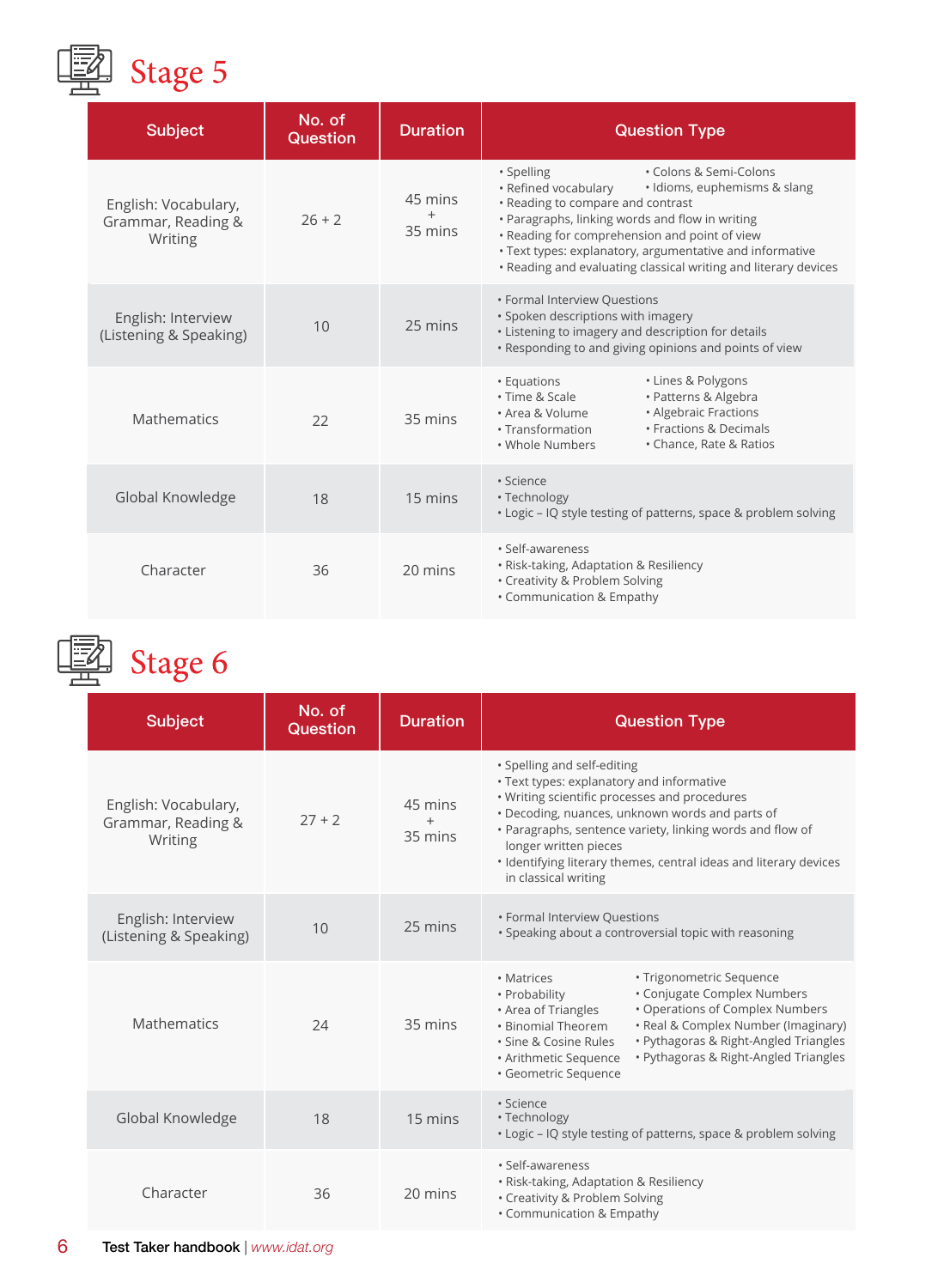## Stage 5

| Subject | No. of Question | Duration | Question Type |
|---|---|---|---|
| English: Vocabulary, Grammar, Reading & Writing | 26 + 2 | 45 mins + 35 mins | • Spelling • Colons & Semi-Colons • Refined vocabulary • Idioms, euphemisms & slang • Reading to compare and contrast • Paragraphs, linking words and flow in writing • Reading for comprehension and point of view • Text types: explanatory, argumentative and informative • Reading and evaluating classical writing and literary devices |
| English: Interview (Listening & Speaking) | 10 | 25 mins | • Formal Interview Questions • Spoken descriptions with imagery • Listening to imagery and description for details • Responding to and giving opinions and points of view |
| Mathematics | 22 | 35 mins | • Equations • Lines & Polygons • Time & Scale • Patterns & Algebra • Area & Volume • Algebraic Fractions • Transformation • Fractions & Decimals • Whole Numbers • Chance, Rate & Ratios |
| Global Knowledge | 18 | 15 mins | • Science • Technology • Logic – IQ style testing of patterns, space & problem solving |
| Character | 36 | 20 mins | • Self-awareness • Risk-taking, Adaptation & Resiliency • Creativity & Problem Solving • Communication & Empathy |

## Stage 6

| Subject | No. of Question | Duration | Question Type |
|---|---|---|---|
| English: Vocabulary, Grammar, Reading & Writing | 27 + 2 | 45 mins + 35 mins | • Spelling and self-editing • Text types: explanatory and informative • Writing scientific processes and procedures • Decoding, nuances, unknown words and parts of • Paragraphs, sentence variety, linking words and flow of longer written pieces • Identifying literary themes, central ideas and literary devices in classical writing |
| English: Interview (Listening & Speaking) | 10 | 25 mins | • Formal Interview Questions • Speaking about a controversial topic with reasoning |
| Mathematics | 24 | 35 mins | • Matrices • Trigonometric Sequence • Probability • Conjugate Complex Numbers • Area of Triangles • Operations of Complex Numbers • Binomial Theorem • Real & Complex Number (Imaginary) • Sine & Cosine Rules • Pythagoras & Right-Angled Triangles • Arithmetic Sequence • Pythagoras & Right-Angled Triangles • Geometric Sequence |
| Global Knowledge | 18 | 15 mins | • Science • Technology • Logic – IQ style testing of patterns, space & problem solving |
| Character | 36 | 20 mins | • Self-awareness • Risk-taking, Adaptation & Resiliency • Creativity & Problem Solving • Communication & Empathy |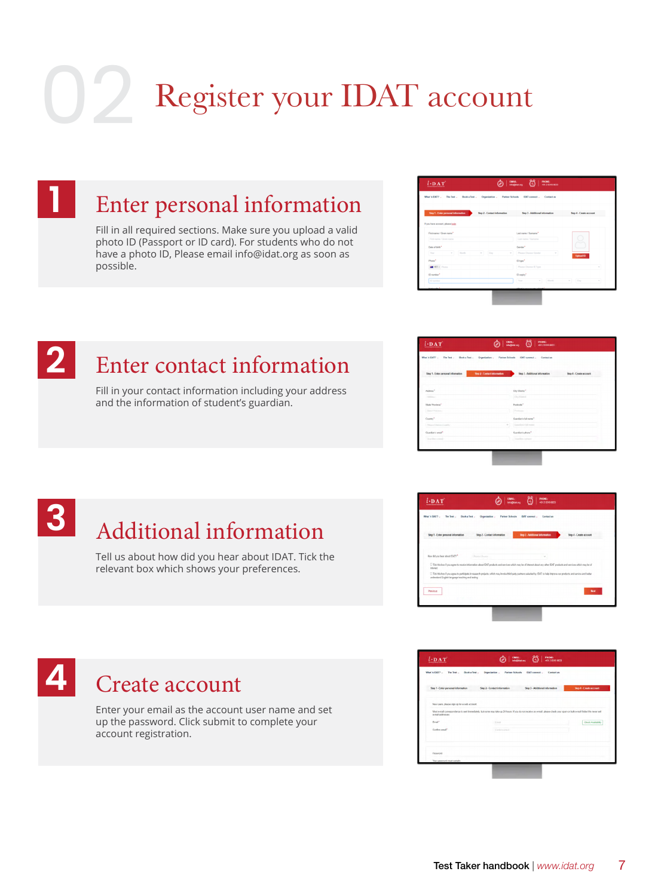# 02 Register your IDAT account

## 1 Enter personal information

Fill in all required sections. Make sure you upload a valid photo ID (Passport or ID card). For students who do not have a photo ID, Please email info@idat.org as soon as possible.

## 2 Enter contact information

Fill in your contact information including your address and the information of student's guardian.

## 3 Additional information

Tell us about how did you hear about IDAT. Tick the relevant box which shows your preferences.

## 4 Create account

Enter your email as the account user name and set up the password. Click submit to complete your account registration.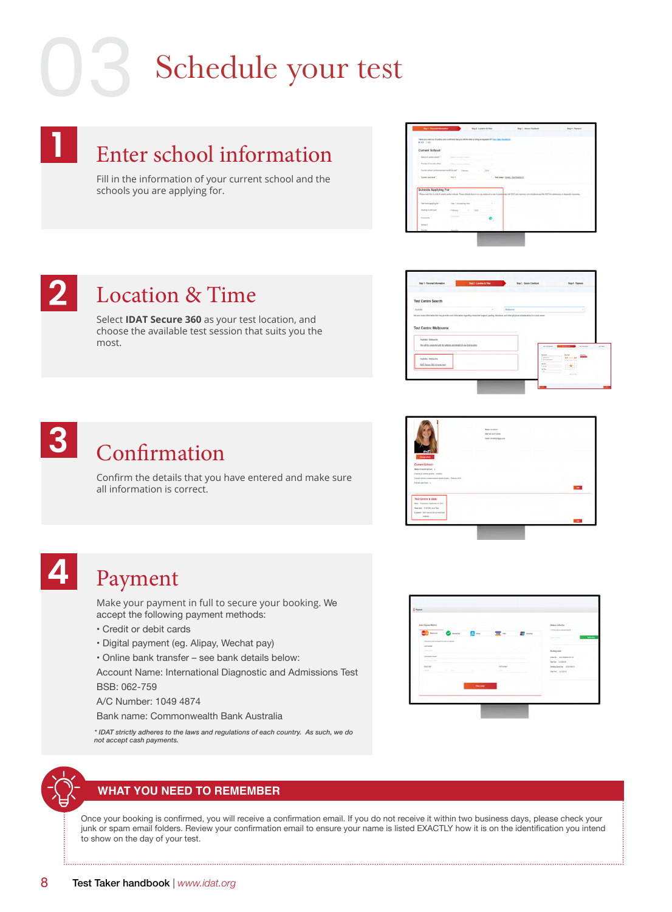# 03 Schedule your test

## 1 Enter school information

Fill in the information of your current school and the schools you are applying for.

## 2 Location & Time

Select **IDAT Secure 360** as your test location, and choose the available test session that suits you the most.

## 3 Confirmation

Confirm the details that you have entered and make sure all information is correct.

## 4 Payment

Make your payment in full to secure your booking. We accept the following payment methods:

- Credit or debit cards
- Digital payment (eg. Alipay, Wechat pay)
- Online bank transfer – see bank details below:

Account Name: International Diagnostic and Admissions Test
BSB: 062-759
A/C Number: 1049 4874
Bank name: Commonwealth Bank Australia

*\* IDAT strictly adheres to the laws and regulations of each country. As such, we do not accept cash payments.*

### WHAT YOU NEED TO REMEMBER

Once your booking is confirmed, you will receive a confirmation email. If you do not receive it within two business days, please check your junk or spam email folders. Review your confirmation email to ensure your name is listed EXACTLY how it is on the identification you intend to show on the day of your test.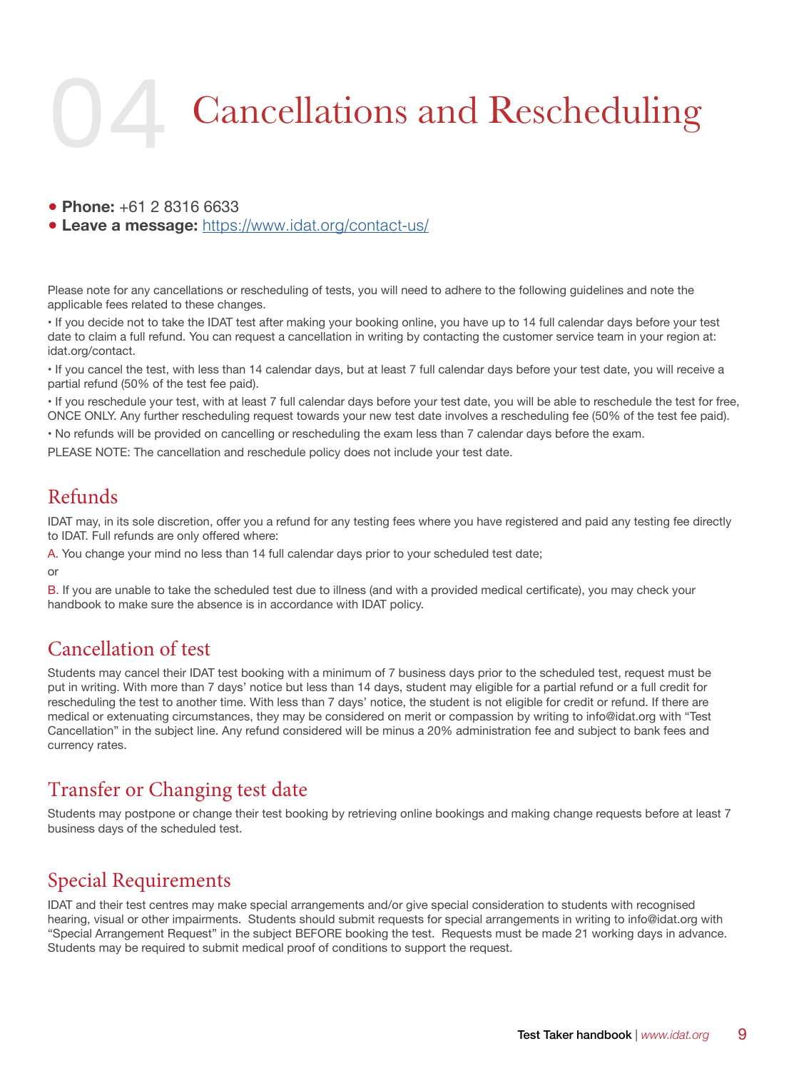# 04 Cancellations and Rescheduling

- **Phone:** +61 2 8316 6633
- **Leave a message:** https://www.idat.org/contact-us/

Please note for any cancellations or rescheduling of tests, you will need to adhere to the following guidelines and note the applicable fees related to these changes.

• If you decide not to take the IDAT test after making your booking online, you have up to 14 full calendar days before your test date to claim a full refund. You can request a cancellation in writing by contacting the customer service team in your region at: idat.org/contact.

• If you cancel the test, with less than 14 calendar days, but at least 7 full calendar days before your test date, you will receive a partial refund (50% of the test fee paid).

• If you reschedule your test, with at least 7 full calendar days before your test date, you will be able to reschedule the test for free, ONCE ONLY. Any further rescheduling request towards your new test date involves a rescheduling fee (50% of the test fee paid).

• No refunds will be provided on cancelling or rescheduling the exam less than 7 calendar days before the exam.

PLEASE NOTE: The cancellation and reschedule policy does not include your test date.

## Refunds

IDAT may, in its sole discretion, offer you a refund for any testing fees where you have registered and paid any testing fee directly to IDAT. Full refunds are only offered where:

A. You change your mind no less than 14 full calendar days prior to your scheduled test date;

or

B. If you are unable to take the scheduled test due to illness (and with a provided medical certificate), you may check your handbook to make sure the absence is in accordance with IDAT policy.

## Cancellation of test

Students may cancel their IDAT test booking with a minimum of 7 business days prior to the scheduled test, request must be put in writing. With more than 7 days' notice but less than 14 days, student may eligible for a partial refund or a full credit for rescheduling the test to another time. With less than 7 days' notice, the student is not eligible for credit or refund. If there are medical or extenuating circumstances, they may be considered on merit or compassion by writing to info@idat.org with "Test Cancellation" in the subject line. Any refund considered will be minus a 20% administration fee and subject to bank fees and currency rates.

## Transfer or Changing test date

Students may postpone or change their test booking by retrieving online bookings and making change requests before at least 7 business days of the scheduled test.

## Special Requirements

IDAT and their test centres may make special arrangements and/or give special consideration to students with recognised hearing, visual or other impairments. Students should submit requests for special arrangements in writing to info@idat.org with "Special Arrangement Request" in the subject BEFORE booking the test. Requests must be made 21 working days in advance. Students may be required to submit medical proof of conditions to support the request.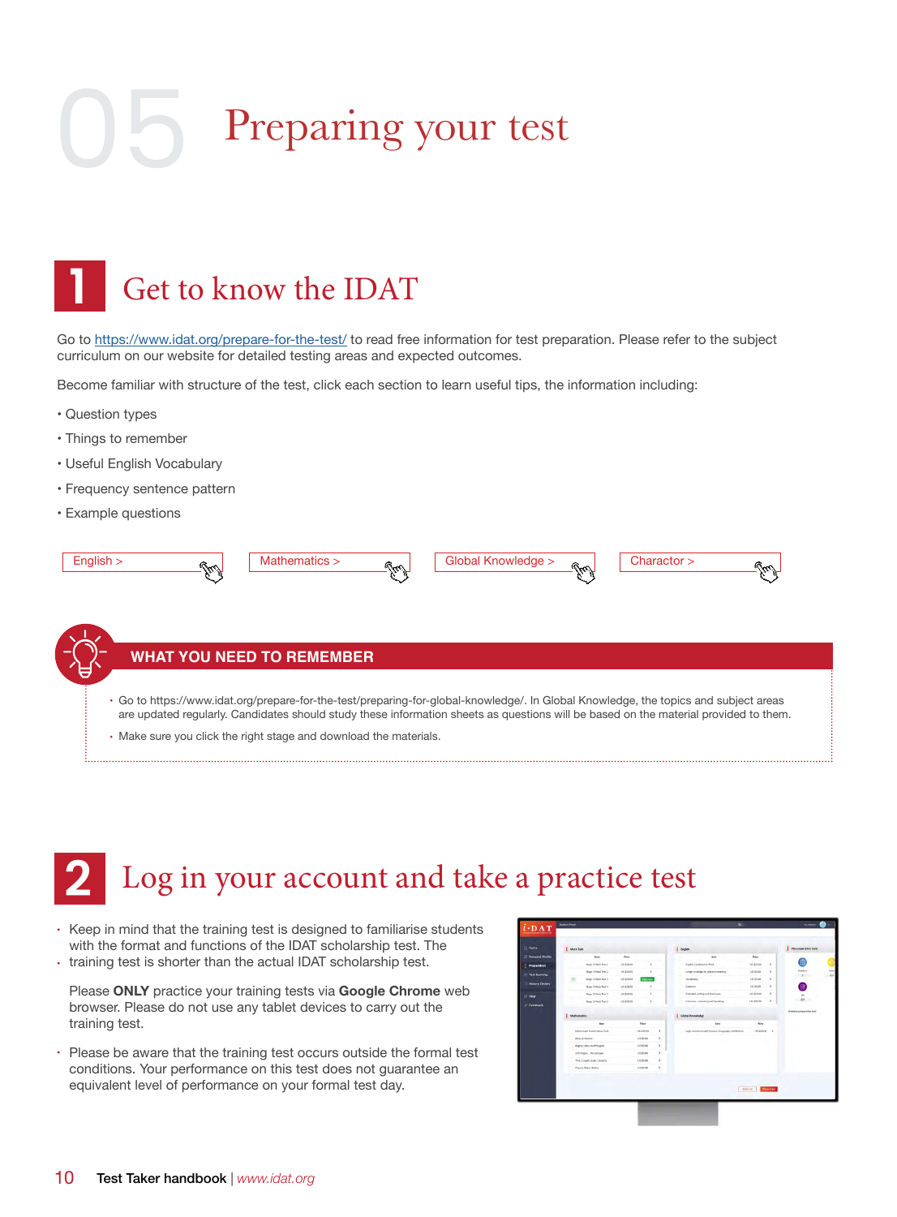# 05 Preparing your test

## 1 Get to know the IDAT

Go to https://www.idat.org/prepare-for-the-test/ to read free information for test preparation. Please refer to the subject curriculum on our website for detailed testing areas and expected outcomes.

Become familiar with structure of the test, click each section to learn useful tips, the information including:

- Question types
- Things to remember
- Useful English Vocabulary
- Frequency sentence pattern
- Example questions

English > | Mathematics > | Global Knowledge > | Charactor >

**WHAT YOU NEED TO REMEMBER**

- Go to https://www.idat.org/prepare-for-the-test/preparing-for-global-knowledge/. In Global Knowledge, the topics and subject areas are updated regularly. Candidates should study these information sheets as questions will be based on the material provided to them.
- Make sure you click the right stage and download the materials.

## 2 Log in your account and take a practice test

- Keep in mind that the training test is designed to familiarise students with the format and functions of the IDAT scholarship test. The
- training test is shorter than the actual IDAT scholarship test.

  Please **ONLY** practice your training tests via **Google Chrome** web browser. Please do not use any tablet devices to carry out the training test.

- Please be aware that the training test occurs outside the formal test conditions. Your performance on this test does not guarantee an equivalent level of performance on your formal test day.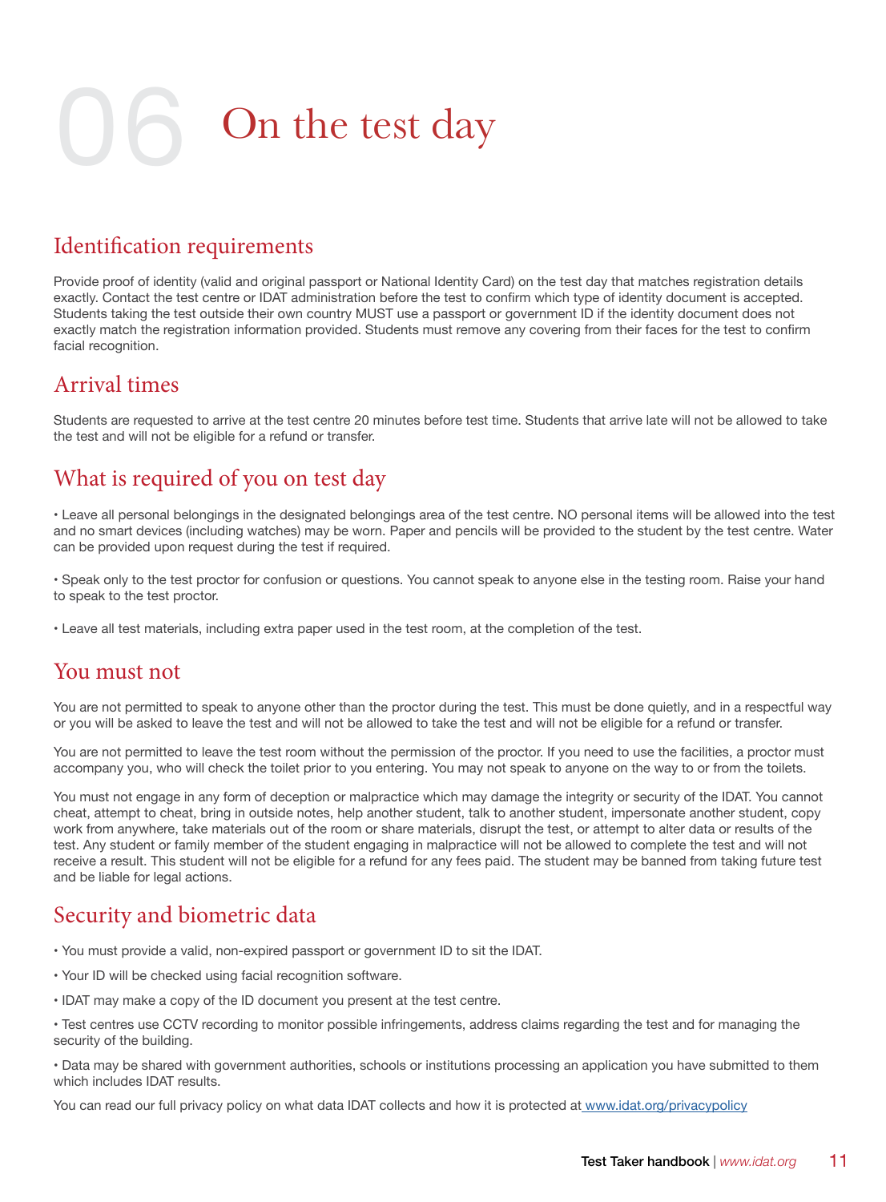# 06 On the test day

## Identification requirements

Provide proof of identity (valid and original passport or National Identity Card) on the test day that matches registration details exactly. Contact the test centre or IDAT administration before the test to confirm which type of identity document is accepted. Students taking the test outside their own country MUST use a passport or government ID if the identity document does not exactly match the registration information provided. Students must remove any covering from their faces for the test to confirm facial recognition.

## Arrival times

Students are requested to arrive at the test centre 20 minutes before test time. Students that arrive late will not be allowed to take the test and will not be eligible for a refund or transfer.

## What is required of you on test day

• Leave all personal belongings in the designated belongings area of the test centre. NO personal items will be allowed into the test and no smart devices (including watches) may be worn. Paper and pencils will be provided to the student by the test centre. Water can be provided upon request during the test if required.

• Speak only to the test proctor for confusion or questions. You cannot speak to anyone else in the testing room. Raise your hand to speak to the test proctor.

• Leave all test materials, including extra paper used in the test room, at the completion of the test.

## You must not

You are not permitted to speak to anyone other than the proctor during the test. This must be done quietly, and in a respectful way or you will be asked to leave the test and will not be allowed to take the test and will not be eligible for a refund or transfer.

You are not permitted to leave the test room without the permission of the proctor. If you need to use the facilities, a proctor must accompany you, who will check the toilet prior to you entering. You may not speak to anyone on the way to or from the toilets.

You must not engage in any form of deception or malpractice which may damage the integrity or security of the IDAT. You cannot cheat, attempt to cheat, bring in outside notes, help another student, talk to another student, impersonate another student, copy work from anywhere, take materials out of the room or share materials, disrupt the test, or attempt to alter data or results of the test. Any student or family member of the student engaging in malpractice will not be allowed to complete the test and will not receive a result. This student will not be eligible for a refund for any fees paid. The student may be banned from taking future test and be liable for legal actions.

## Security and biometric data

• You must provide a valid, non-expired passport or government ID to sit the IDAT.

• Your ID will be checked using facial recognition software.

• IDAT may make a copy of the ID document you present at the test centre.

• Test centres use CCTV recording to monitor possible infringements, address claims regarding the test and for managing the security of the building.

• Data may be shared with government authorities, schools or institutions processing an application you have submitted to them which includes IDAT results.

You can read our full privacy policy on what data IDAT collects and how it is protected at www.idat.org/privacypolicy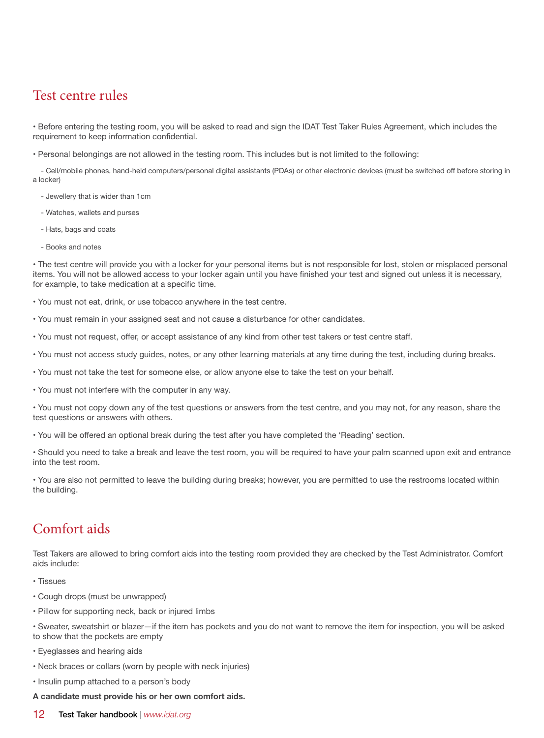## Test centre rules

- Before entering the testing room, you will be asked to read and sign the IDAT Test Taker Rules Agreement, which includes the requirement to keep information confidential.
- Personal belongings are not allowed in the testing room. This includes but is not limited to the following:
  - Cell/mobile phones, hand-held computers/personal digital assistants (PDAs) or other electronic devices (must be switched off before storing in a locker)
  - Jewellery that is wider than 1cm
  - Watches, wallets and purses
  - Hats, bags and coats
  - Books and notes
- The test centre will provide you with a locker for your personal items but is not responsible for lost, stolen or misplaced personal items. You will not be allowed access to your locker again until you have finished your test and signed out unless it is necessary, for example, to take medication at a specific time.
- You must not eat, drink, or use tobacco anywhere in the test centre.
- You must remain in your assigned seat and not cause a disturbance for other candidates.
- You must not request, offer, or accept assistance of any kind from other test takers or test centre staff.
- You must not access study guides, notes, or any other learning materials at any time during the test, including during breaks.
- You must not take the test for someone else, or allow anyone else to take the test on your behalf.
- You must not interfere with the computer in any way.
- You must not copy down any of the test questions or answers from the test centre, and you may not, for any reason, share the test questions or answers with others.
- You will be offered an optional break during the test after you have completed the 'Reading' section.
- Should you need to take a break and leave the test room, you will be required to have your palm scanned upon exit and entrance into the test room.
- You are also not permitted to leave the building during breaks; however, you are permitted to use the restrooms located within the building.

## Comfort aids

Test Takers are allowed to bring comfort aids into the testing room provided they are checked by the Test Administrator. Comfort aids include:

- Tissues
- Cough drops (must be unwrapped)
- Pillow for supporting neck, back or injured limbs
- Sweater, sweatshirt or blazer—if the item has pockets and you do not want to remove the item for inspection, you will be asked to show that the pockets are empty
- Eyeglasses and hearing aids
- Neck braces or collars (worn by people with neck injuries)
- Insulin pump attached to a person's body

**A candidate must provide his or her own comfort aids.**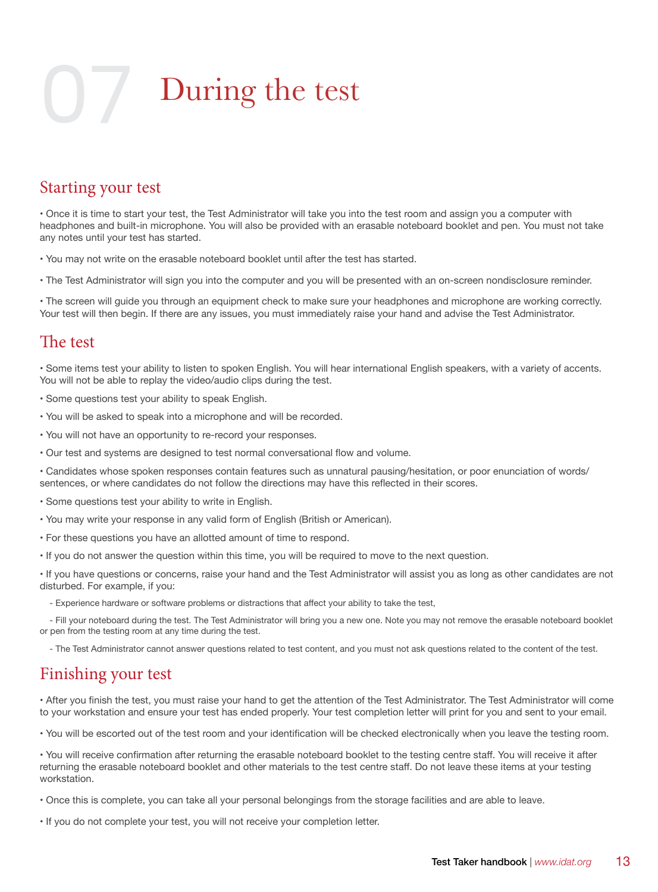# 07 During the test

## Starting your test

• Once it is time to start your test, the Test Administrator will take you into the test room and assign you a computer with headphones and built-in microphone. You will also be provided with an erasable noteboard booklet and pen. You must not take any notes until your test has started.

• You may not write on the erasable noteboard booklet until after the test has started.

• The Test Administrator will sign you into the computer and you will be presented with an on-screen nondisclosure reminder.

• The screen will guide you through an equipment check to make sure your headphones and microphone are working correctly. Your test will then begin. If there are any issues, you must immediately raise your hand and advise the Test Administrator.

## The test

• Some items test your ability to listen to spoken English. You will hear international English speakers, with a variety of accents. You will not be able to replay the video/audio clips during the test.

• Some questions test your ability to speak English.

• You will be asked to speak into a microphone and will be recorded.

• You will not have an opportunity to re-record your responses.

• Our test and systems are designed to test normal conversational flow and volume.

• Candidates whose spoken responses contain features such as unnatural pausing/hesitation, or poor enunciation of words/ sentences, or where candidates do not follow the directions may have this reflected in their scores.

• Some questions test your ability to write in English.

• You may write your response in any valid form of English (British or American).

• For these questions you have an allotted amount of time to respond.

• If you do not answer the question within this time, you will be required to move to the next question.

• If you have questions or concerns, raise your hand and the Test Administrator will assist you as long as other candidates are not disturbed. For example, if you:

- Experience hardware or software problems or distractions that affect your ability to take the test,
- Fill your noteboard during the test. The Test Administrator will bring you a new one. Note you may not remove the erasable noteboard booklet or pen from the testing room at any time during the test.
- The Test Administrator cannot answer questions related to test content, and you must not ask questions related to the content of the test.

## Finishing your test

• After you finish the test, you must raise your hand to get the attention of the Test Administrator. The Test Administrator will come to your workstation and ensure your test has ended properly. Your test completion letter will print for you and sent to your email.

• You will be escorted out of the test room and your identification will be checked electronically when you leave the testing room.

• You will receive confirmation after returning the erasable noteboard booklet to the testing centre staff. You will receive it after returning the erasable noteboard booklet and other materials to the test centre staff. Do not leave these items at your testing workstation.

• Once this is complete, you can take all your personal belongings from the storage facilities and are able to leave.

• If you do not complete your test, you will not receive your completion letter.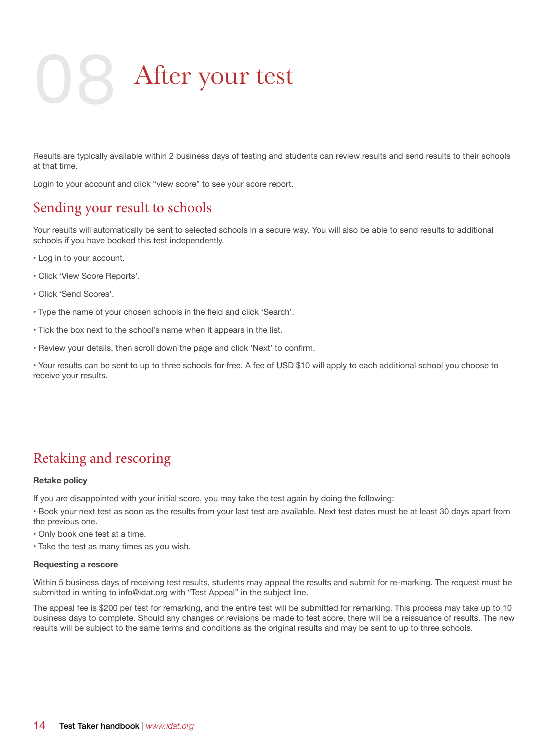# 08 After your test

Results are typically available within 2 business days of testing and students can review results and send results to their schools at that time.

Login to your account and click "view score" to see your score report.

## Sending your result to schools

Your results will automatically be sent to selected schools in a secure way. You will also be able to send results to additional schools if you have booked this test independently.

- Log in to your account.
- Click 'View Score Reports'.
- Click 'Send Scores'.
- Type the name of your chosen schools in the field and click 'Search'.
- Tick the box next to the school's name when it appears in the list.
- Review your details, then scroll down the page and click 'Next' to confirm.
- Your results can be sent to up to three schools for free. A fee of USD $10 will apply to each additional school you choose to receive your results.

## Retaking and rescoring

**Retake policy**

If you are disappointed with your initial score, you may take the test again by doing the following:

- Book your next test as soon as the results from your last test are available. Next test dates must be at least 30 days apart from the previous one.
- Only book one test at a time.
- Take the test as many times as you wish.

**Requesting a rescore**

Within 5 business days of receiving test results, students may appeal the results and submit for re-marking. The request must be submitted in writing to info@idat.org with "Test Appeal" in the subject line.

The appeal fee is $200 per test for remarking, and the entire test will be submitted for remarking. This process may take up to 10 business days to complete. Should any changes or revisions be made to test score, there will be a reissuance of results. The new results will be subject to the same terms and conditions as the original results and may be sent to up to three schools.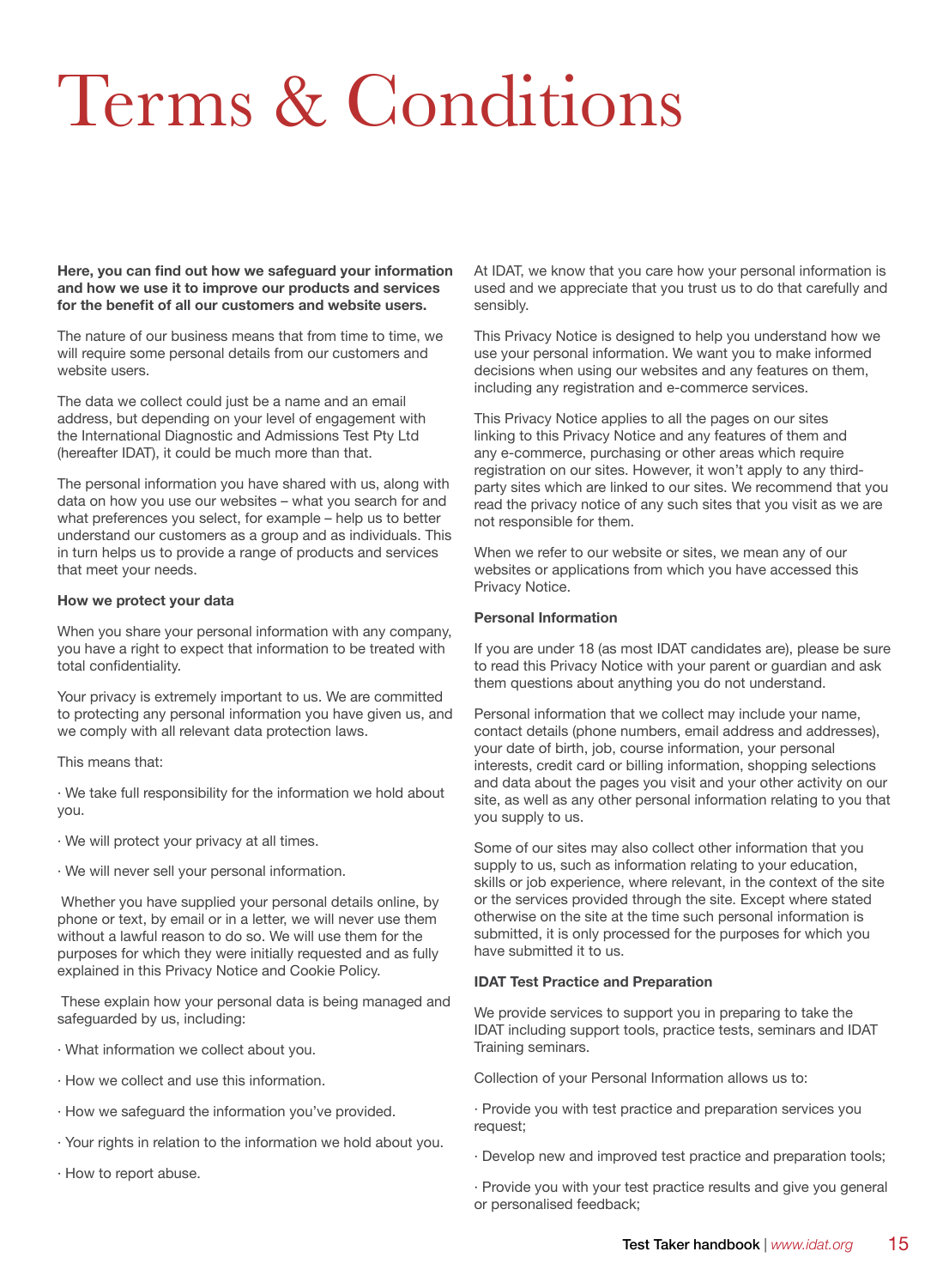# Terms & Conditions

**Here, you can find out how we safeguard your information and how we use it to improve our products and services for the benefit of all our customers and website users.**

The nature of our business means that from time to time, we will require some personal details from our customers and website users.

The data we collect could just be a name and an email address, but depending on your level of engagement with the International Diagnostic and Admissions Test Pty Ltd (hereafter IDAT), it could be much more than that.

The personal information you have shared with us, along with data on how you use our websites – what you search for and what preferences you select, for example – help us to better understand our customers as a group and as individuals. This in turn helps us to provide a range of products and services that meet your needs.

**How we protect your data**

When you share your personal information with any company, you have a right to expect that information to be treated with total confidentiality.

Your privacy is extremely important to us. We are committed to protecting any personal information you have given us, and we comply with all relevant data protection laws.

This means that:

· We take full responsibility for the information we hold about you.

· We will protect your privacy at all times.

· We will never sell your personal information.

Whether you have supplied your personal details online, by phone or text, by email or in a letter, we will never use them without a lawful reason to do so. We will use them for the purposes for which they were initially requested and as fully explained in this Privacy Notice and Cookie Policy.

These explain how your personal data is being managed and safeguarded by us, including:

· What information we collect about you.

· How we collect and use this information.

· How we safeguard the information you've provided.

· Your rights in relation to the information we hold about you.

· How to report abuse.

At IDAT, we know that you care how your personal information is used and we appreciate that you trust us to do that carefully and sensibly.

This Privacy Notice is designed to help you understand how we use your personal information. We want you to make informed decisions when using our websites and any features on them, including any registration and e-commerce services.

This Privacy Notice applies to all the pages on our sites linking to this Privacy Notice and any features of them and any e-commerce, purchasing or other areas which require registration on our sites. However, it won't apply to any third-party sites which are linked to our sites. We recommend that you read the privacy notice of any such sites that you visit as we are not responsible for them.

When we refer to our website or sites, we mean any of our websites or applications from which you have accessed this Privacy Notice.

**Personal Information**

If you are under 18 (as most IDAT candidates are), please be sure to read this Privacy Notice with your parent or guardian and ask them questions about anything you do not understand.

Personal information that we collect may include your name, contact details (phone numbers, email address and addresses), your date of birth, job, course information, your personal interests, credit card or billing information, shopping selections and data about the pages you visit and your other activity on our site, as well as any other personal information relating to you that you supply to us.

Some of our sites may also collect other information that you supply to us, such as information relating to your education, skills or job experience, where relevant, in the context of the site or the services provided through the site. Except where stated otherwise on the site at the time such personal information is submitted, it is only processed for the purposes for which you have submitted it to us.

**IDAT Test Practice and Preparation**

We provide services to support you in preparing to take the IDAT including support tools, practice tests, seminars and IDAT Training seminars.

Collection of your Personal Information allows us to:

· Provide you with test practice and preparation services you request;

· Develop new and improved test practice and preparation tools;

· Provide you with your test practice results and give you general or personalised feedback;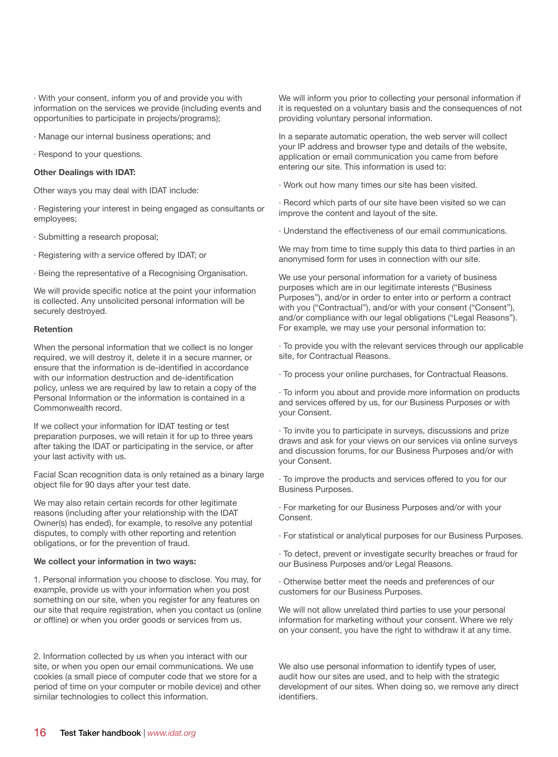· With your consent, inform you of and provide you with information on the services we provide (including events and opportunities to participate in projects/programs);

· Manage our internal business operations; and

· Respond to your questions.

**Other Dealings with IDAT:**

Other ways you may deal with IDAT include:

· Registering your interest in being engaged as consultants or employees;

· Submitting a research proposal;

· Registering with a service offered by IDAT; or

· Being the representative of a Recognising Organisation.

We will provide specific notice at the point your information is collected. Any unsolicited personal information will be securely destroyed.

**Retention**

When the personal information that we collect is no longer required, we will destroy it, delete it in a secure manner, or ensure that the information is de-identified in accordance with our information destruction and de-identification policy, unless we are required by law to retain a copy of the Personal Information or the information is contained in a Commonwealth record.

If we collect your information for IDAT testing or test preparation purposes, we will retain it for up to three years after taking the IDAT or participating in the service, or after your last activity with us.

Facial Scan recognition data is only retained as a binary large object file for 90 days after your test date.

We may also retain certain records for other legitimate reasons (including after your relationship with the IDAT Owner(s) has ended), for example, to resolve any potential disputes, to comply with other reporting and retention obligations, or for the prevention of fraud.

**We collect your information in two ways:**

1. Personal information you choose to disclose. You may, for example, provide us with your information when you post something on our site, when you register for any features on our site that require registration, when you contact us (online or offline) or when you order goods or services from us.

2. Information collected by us when you interact with our site, or when you open our email communications. We use cookies (a small piece of computer code that we store for a period of time on your computer or mobile device) and other similar technologies to collect this information.

We will inform you prior to collecting your personal information if it is requested on a voluntary basis and the consequences of not providing voluntary personal information.

In a separate automatic operation, the web server will collect your IP address and browser type and details of the website, application or email communication you came from before entering our site. This information is used to:

· Work out how many times our site has been visited.

· Record which parts of our site have been visited so we can improve the content and layout of the site.

· Understand the effectiveness of our email communications.

We may from time to time supply this data to third parties in an anonymised form for uses in connection with our site.

We use your personal information for a variety of business purposes which are in our legitimate interests ("Business Purposes"), and/or in order to enter into or perform a contract with you ("Contractual"), and/or with your consent ("Consent"), and/or compliance with our legal obligations ("Legal Reasons"). For example, we may use your personal information to:

· To provide you with the relevant services through our applicable site, for Contractual Reasons.

· To process your online purchases, for Contractual Reasons.

· To inform you about and provide more information on products and services offered by us, for our Business Purposes or with your Consent.

· To invite you to participate in surveys, discussions and prize draws and ask for your views on our services via online surveys and discussion forums, for our Business Purposes and/or with your Consent.

· To improve the products and services offered to you for our Business Purposes.

· For marketing for our Business Purposes and/or with your Consent.

· For statistical or analytical purposes for our Business Purposes.

· To detect, prevent or investigate security breaches or fraud for our Business Purposes and/or Legal Reasons.

· Otherwise better meet the needs and preferences of our customers for our Business Purposes.

We will not allow unrelated third parties to use your personal information for marketing without your consent. Where we rely on your consent, you have the right to withdraw it at any time.

We also use personal information to identify types of user, audit how our sites are used, and to help with the strategic development of our sites. When doing so, we remove any direct identifiers.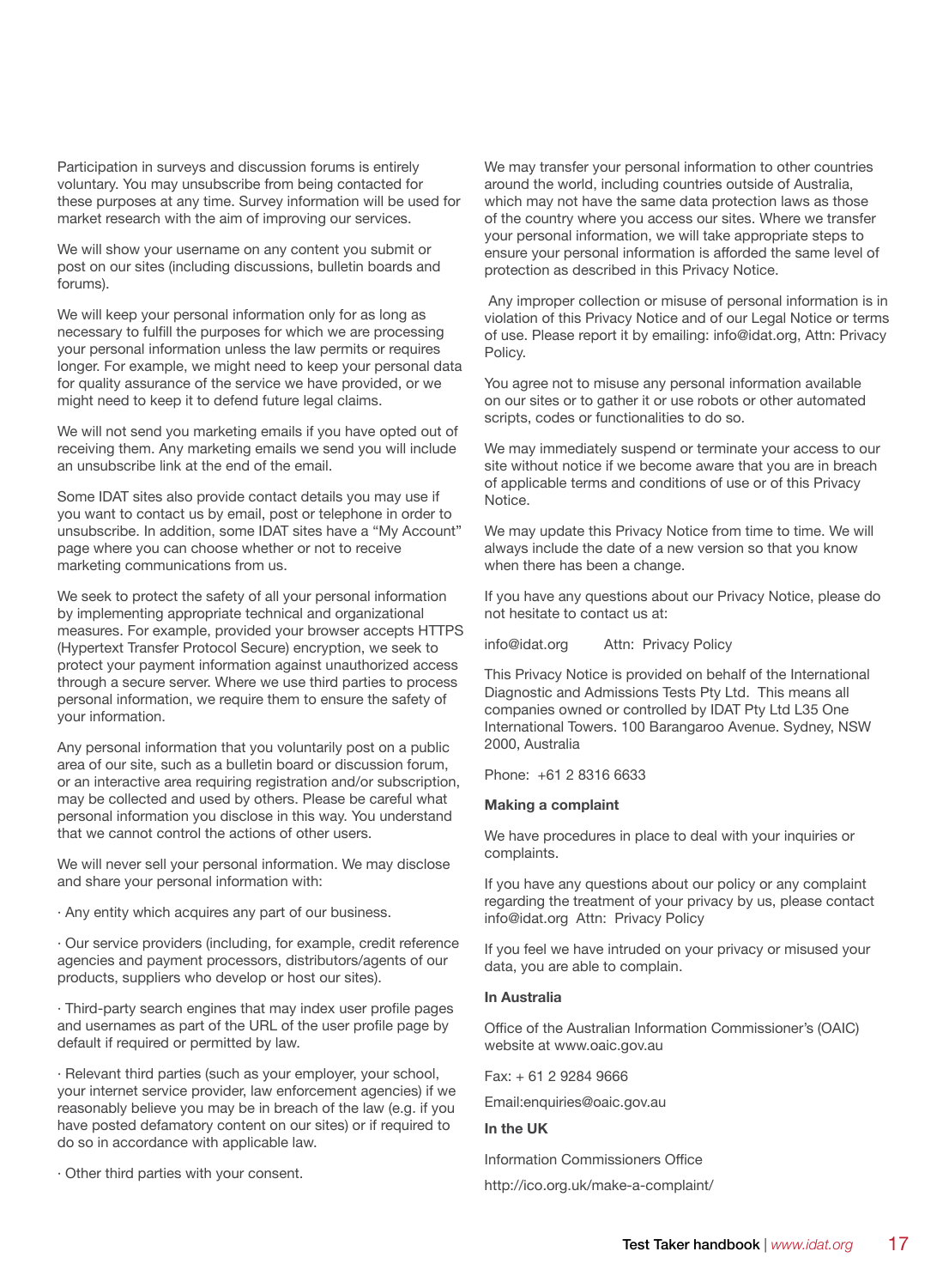Participation in surveys and discussion forums is entirely voluntary. You may unsubscribe from being contacted for these purposes at any time. Survey information will be used for market research with the aim of improving our services.

We will show your username on any content you submit or post on our sites (including discussions, bulletin boards and forums).

We will keep your personal information only for as long as necessary to fulfill the purposes for which we are processing your personal information unless the law permits or requires longer. For example, we might need to keep your personal data for quality assurance of the service we have provided, or we might need to keep it to defend future legal claims.

We will not send you marketing emails if you have opted out of receiving them. Any marketing emails we send you will include an unsubscribe link at the end of the email.

Some IDAT sites also provide contact details you may use if you want to contact us by email, post or telephone in order to unsubscribe. In addition, some IDAT sites have a "My Account" page where you can choose whether or not to receive marketing communications from us.

We seek to protect the safety of all your personal information by implementing appropriate technical and organizational measures. For example, provided your browser accepts HTTPS (Hypertext Transfer Protocol Secure) encryption, we seek to protect your payment information against unauthorized access through a secure server. Where we use third parties to process personal information, we require them to ensure the safety of your information.

Any personal information that you voluntarily post on a public area of our site, such as a bulletin board or discussion forum, or an interactive area requiring registration and/or subscription, may be collected and used by others. Please be careful what personal information you disclose in this way. You understand that we cannot control the actions of other users.

We will never sell your personal information. We may disclose and share your personal information with:

· Any entity which acquires any part of our business.

· Our service providers (including, for example, credit reference agencies and payment processors, distributors/agents of our products, suppliers who develop or host our sites).

· Third-party search engines that may index user profile pages and usernames as part of the URL of the user profile page by default if required or permitted by law.

· Relevant third parties (such as your employer, your school, your internet service provider, law enforcement agencies) if we reasonably believe you may be in breach of the law (e.g. if you have posted defamatory content on our sites) or if required to do so in accordance with applicable law.

· Other third parties with your consent.

We may transfer your personal information to other countries around the world, including countries outside of Australia, which may not have the same data protection laws as those of the country where you access our sites. Where we transfer your personal information, we will take appropriate steps to ensure your personal information is afforded the same level of protection as described in this Privacy Notice.

Any improper collection or misuse of personal information is in violation of this Privacy Notice and of our Legal Notice or terms of use. Please report it by emailing: info@idat.org, Attn: Privacy Policy.

You agree not to misuse any personal information available on our sites or to gather it or use robots or other automated scripts, codes or functionalities to do so.

We may immediately suspend or terminate your access to our site without notice if we become aware that you are in breach of applicable terms and conditions of use or of this Privacy Notice.

We may update this Privacy Notice from time to time. We will always include the date of a new version so that you know when there has been a change.

If you have any questions about our Privacy Notice, please do not hesitate to contact us at:

info@idat.org Attn: Privacy Policy

This Privacy Notice is provided on behalf of the International Diagnostic and Admissions Tests Pty Ltd. This means all companies owned or controlled by IDAT Pty Ltd L35 One International Towers. 100 Barangaroo Avenue. Sydney, NSW 2000, Australia

Phone: +61 2 8316 6633

**Making a complaint**

We have procedures in place to deal with your inquiries or complaints.

If you have any questions about our policy or any complaint regarding the treatment of your privacy by us, please contact info@idat.org Attn: Privacy Policy

If you feel we have intruded on your privacy or misused your data, you are able to complain.

**In Australia**

Office of the Australian Information Commissioner's (OAIC) website at www.oaic.gov.au

Fax: + 61 2 9284 9666

Email:enquiries@oaic.gov.au

**In the UK**

Information Commissioners Office

http://ico.org.uk/make-a-complaint/